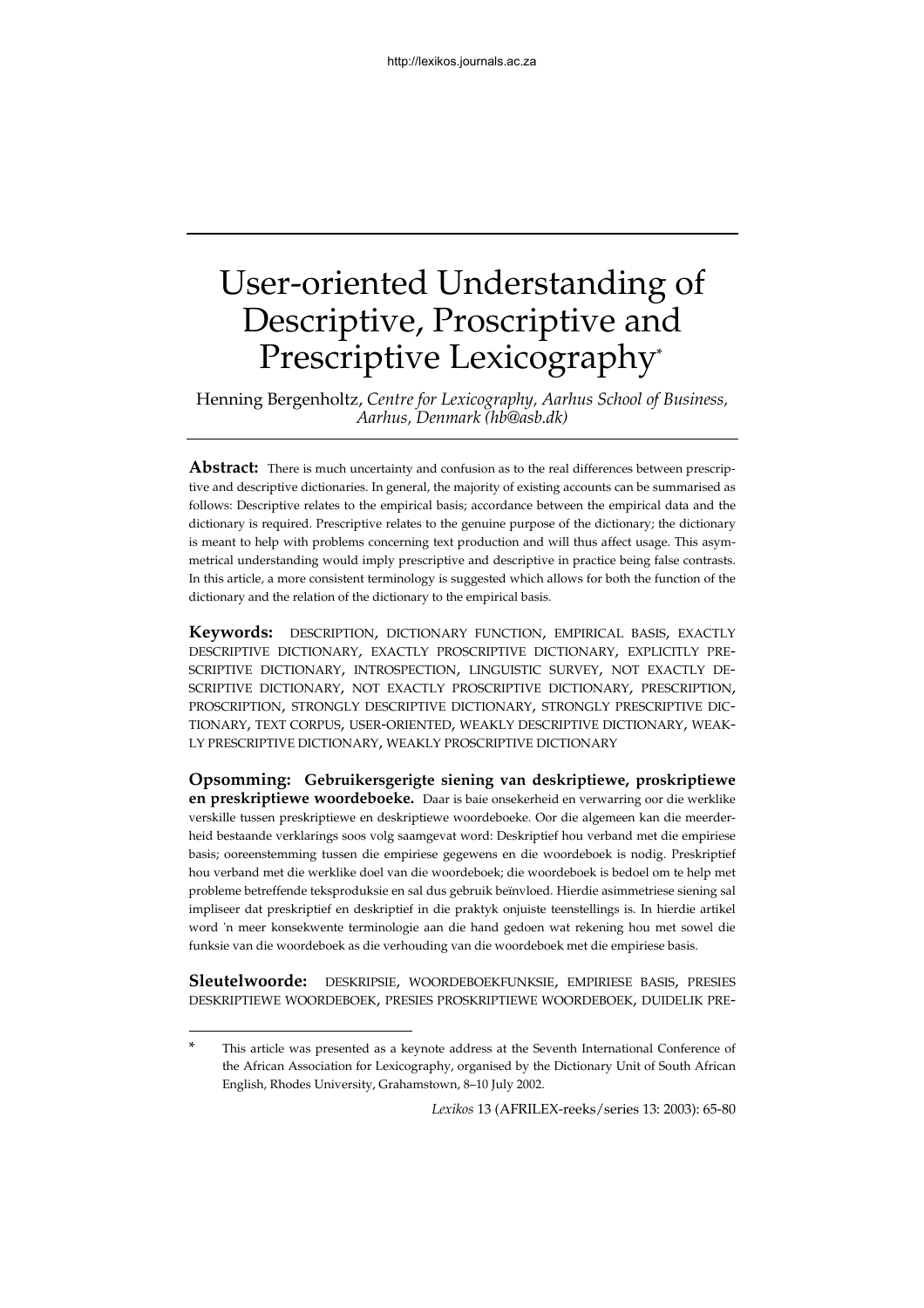# User-oriented Understanding of Descriptive, Proscriptive and Prescriptive Lexicography*

Henning Bergenholtz, *Centre for Lexicography, Aarhus School of Business, Aarhus, Denmark (hb@asb.dk)*

**Abstract:** There is much uncertainty and confusion as to the real differences between prescriptive and descriptive dictionaries. In general, the majority of existing accounts can be summarised as follows: Descriptive relates to the empirical basis; accordance between the empirical data and the dictionary is required. Prescriptive relates to the genuine purpose of the dictionary; the dictionary is meant to help with problems concerning text production and will thus affect usage. This asymmetrical understanding would imply prescriptive and descriptive in practice being false contrasts. In this article, a more consistent terminology is suggested which allows for both the function of the dictionary and the relation of the dictionary to the empirical basis.

**Keywords:** DESCRIPTION, DICTIONARY FUNCTION, EMPIRICAL BASIS, EXACTLY DESCRIPTIVE DICTIONARY, EXACTLY PROSCRIPTIVE DICTIONARY, EXPLICITLY PRESCRIPTIVE DICTIONARY, INTROSPECTION, LINGUISTIC SURVEY, NOT EXACTLY DESCRIPTIVE DICTIONARY, NOT EXACTLY PROSCRIPTIVE DICTIONARY, PRESCRIPTION, PROSCRIPTION, STRONGLY DESCRIPTIVE DICTIONARY, STRONGLY PRESCRIPTIVE DICTIONARY, TEXT CORPUS, USER-ORIENTED, WEAKLY DESCRIPTIVE DICTIONARY, WEAKLY PRESCRIPTIVE DICTIONARY, WEAKLY PROSCRIPTIVE DICTIONARY

**Opsomming: Gebruikersgerigte siening van deskriptiewe, proskriptiewe en preskriptiewe woordeboeke.** Daar is baie onsekerheid en verwarring oor die werklike verskille tussen preskriptiewe en deskriptiewe woordeboeke. Oor die algemeen kan die meerderheid bestaande verklarings soos volg saamgevat word: Deskriptief hou verband met die empiriese basis; ooreenstemming tussen die empiriese gegewens en die woordeboek is nodig. Preskriptief hou verband met die werklike doel van die woordeboek; die woordeboek is bedoel om te help met probleme betreffende teksproduksie en sal dus gebruik beïnvloed. Hierdie asimmetriese siening sal impliseer dat preskriptief en deskriptief in die praktyk onjuiste teenstellings is. In hierdie artikel word 'n meer konsekwente terminologie aan die hand gedoen wat rekening hou met sowel die funksie van die woordeboek as die verhouding van die woordeboek met die empiriese basis.

**Sleutelwoorde:** DESKRIPSIE, WOORDEBOEKFUNKSIE, EMPIRIESE BASIS, PRESIES DESKRIPTIEWE WOORDEBOEK, PRESIES PROSKRIPTIEWE WOORDEBOEK, DUIDELIK PRE-

---

\* This article was presented as a keynote address at the Seventh International Conference of the African Association for Lexicography, organised by the Dictionary Unit of South African English, Rhodes University, Grahamstown, 8–10 July 2002.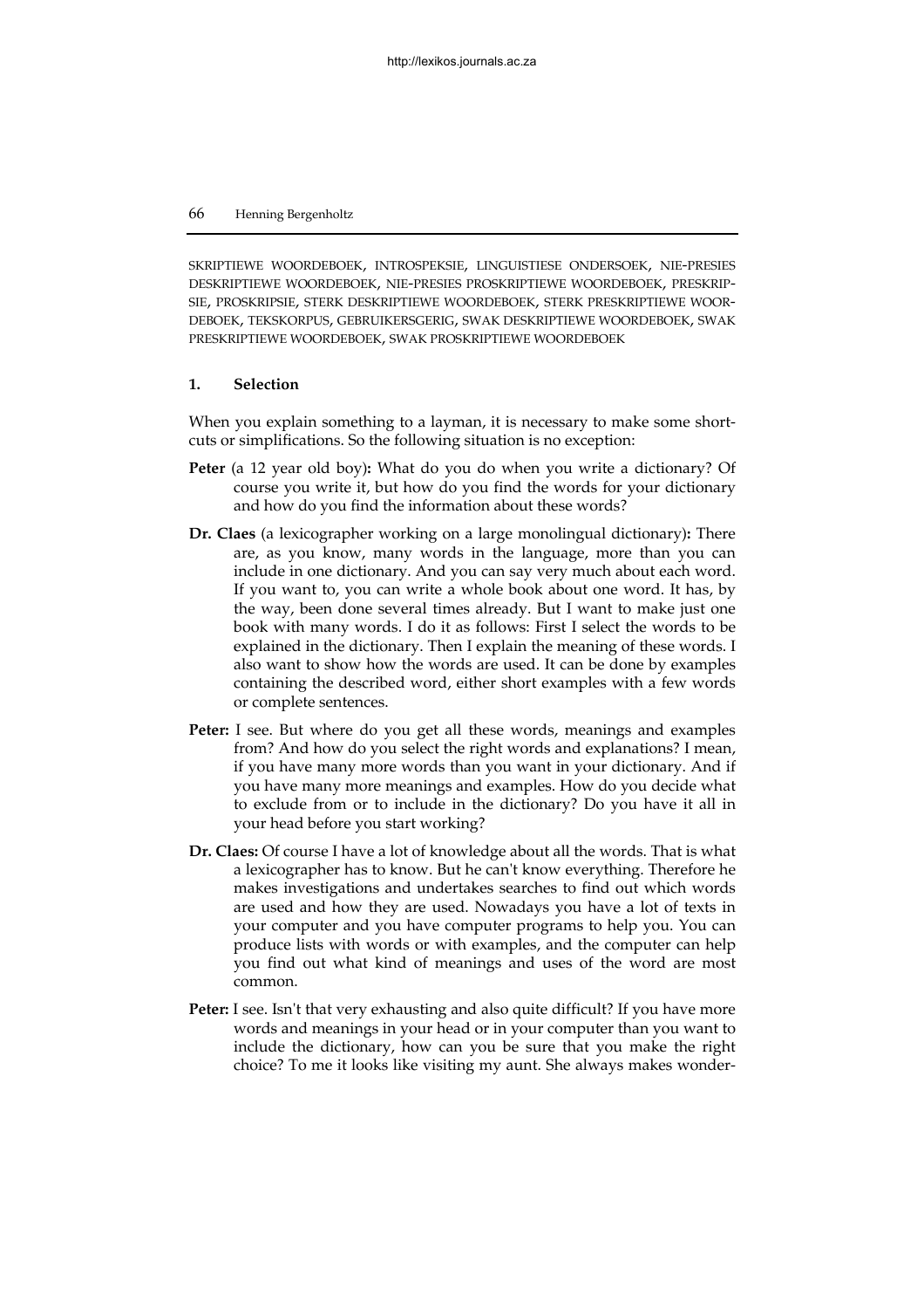SKRIPTIEWE WOORDEBOEK, INTROSPEKSIE, LINGUISTIESE ONDERSOEK, NIE-PRESIES DESKRIPTIEWE WOORDEBOEK, NIE-PRESIES PROSKRIPTIEWE WOORDEBOEK, PRESKRIPSIE, PROSKRIPSIE, STERK DESKRIPTIEWE WOORDEBOEK, STERK PRESKRIPTIEWE WOORDEBOEK, TEKSKORPUS, GEBRUIKERSGERIG, SWAK DESKRIPTIEWE WOORDEBOEK, SWAK PRESKRIPTIEWE WOORDEBOEK, SWAK PROSKRIPTIEWE WOORDEBOEK

## 1. Selection

When you explain something to a layman, it is necessary to make some shortcuts or simplifications. So the following situation is no exception:

**Peter** (a 12 year old boy)**:** What do you do when you write a dictionary? Of course you write it, but how do you find the words for your dictionary and how do you find the information about these words?

**Dr. Claes** (a lexicographer working on a large monolingual dictionary)**:** There are, as you know, many words in the language, more than you can include in one dictionary. And you can say very much about each word. If you want to, you can write a whole book about one word. It has, by the way, been done several times already. But I want to make just one book with many words. I do it as follows: First I select the words to be explained in the dictionary. Then I explain the meaning of these words. I also want to show how the words are used. It can be done by examples containing the described word, either short examples with a few words or complete sentences.

**Peter:** I see. But where do you get all these words, meanings and examples from? And how do you select the right words and explanations? I mean, if you have many more words than you want in your dictionary. And if you have many more meanings and examples. How do you decide what to exclude from or to include in the dictionary? Do you have it all in your head before you start working?

**Dr. Claes:** Of course I have a lot of knowledge about all the words. That is what a lexicographer has to know. But he can't know everything. Therefore he makes investigations and undertakes searches to find out which words are used and how they are used. Nowadays you have a lot of texts in your computer and you have computer programs to help you. You can produce lists with words or with examples, and the computer can help you find out what kind of meanings and uses of the word are most common.

**Peter:** I see. Isn't that very exhausting and also quite difficult? If you have more words and meanings in your head or in your computer than you want to include the dictionary, how can you be sure that you make the right choice? To me it looks like visiting my aunt. She always makes wonder-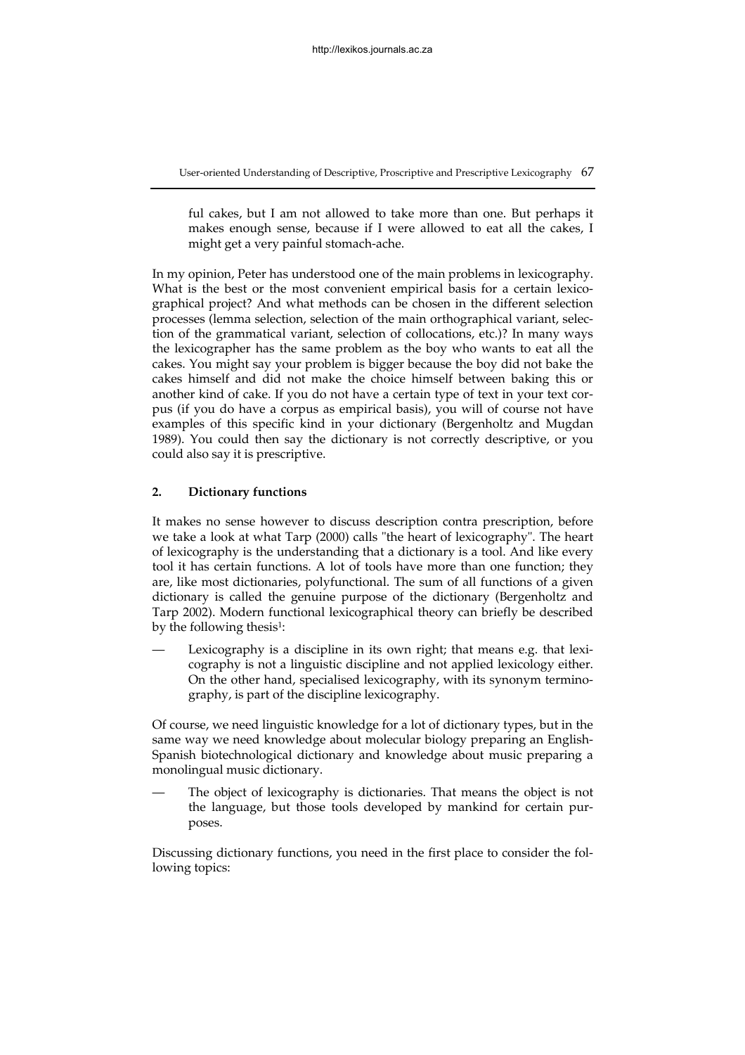ful cakes, but I am not allowed to take more than one. But perhaps it makes enough sense, because if I were allowed to eat all the cakes, I might get a very painful stomach-ache.

In my opinion, Peter has understood one of the main problems in lexicography. What is the best or the most convenient empirical basis for a certain lexicographical project? And what methods can be chosen in the different selection processes (lemma selection, selection of the main orthographical variant, selection of the grammatical variant, selection of collocations, etc.)? In many ways the lexicographer has the same problem as the boy who wants to eat all the cakes. You might say your problem is bigger because the boy did not bake the cakes himself and did not make the choice himself between baking this or another kind of cake. If you do not have a certain type of text in your text corpus (if you do have a corpus as empirical basis), you will of course not have examples of this specific kind in your dictionary (Bergenholtz and Mugdan 1989). You could then say the dictionary is not correctly descriptive, or you could also say it is prescriptive.

## 2. Dictionary functions

It makes no sense however to discuss description contra prescription, before we take a look at what Tarp (2000) calls "the heart of lexicography". The heart of lexicography is the understanding that a dictionary is a tool. And like every tool it has certain functions. A lot of tools have more than one function; they are, like most dictionaries, polyfunctional. The sum of all functions of a given dictionary is called the genuine purpose of the dictionary (Bergenholtz and Tarp 2002). Modern functional lexicographical theory can briefly be described by the following thesis[1]:

— Lexicography is a discipline in its own right; that means e.g. that lexicography is not a linguistic discipline and not applied lexicology either. On the other hand, specialised lexicography, with its synonym terminography, is part of the discipline lexicography.

Of course, we need linguistic knowledge for a lot of dictionary types, but in the same way we need knowledge about molecular biology preparing an English-Spanish biotechnological dictionary and knowledge about music preparing a monolingual music dictionary.

— The object of lexicography is dictionaries. That means the object is not the language, but those tools developed by mankind for certain purposes.

Discussing dictionary functions, you need in the first place to consider the following topics: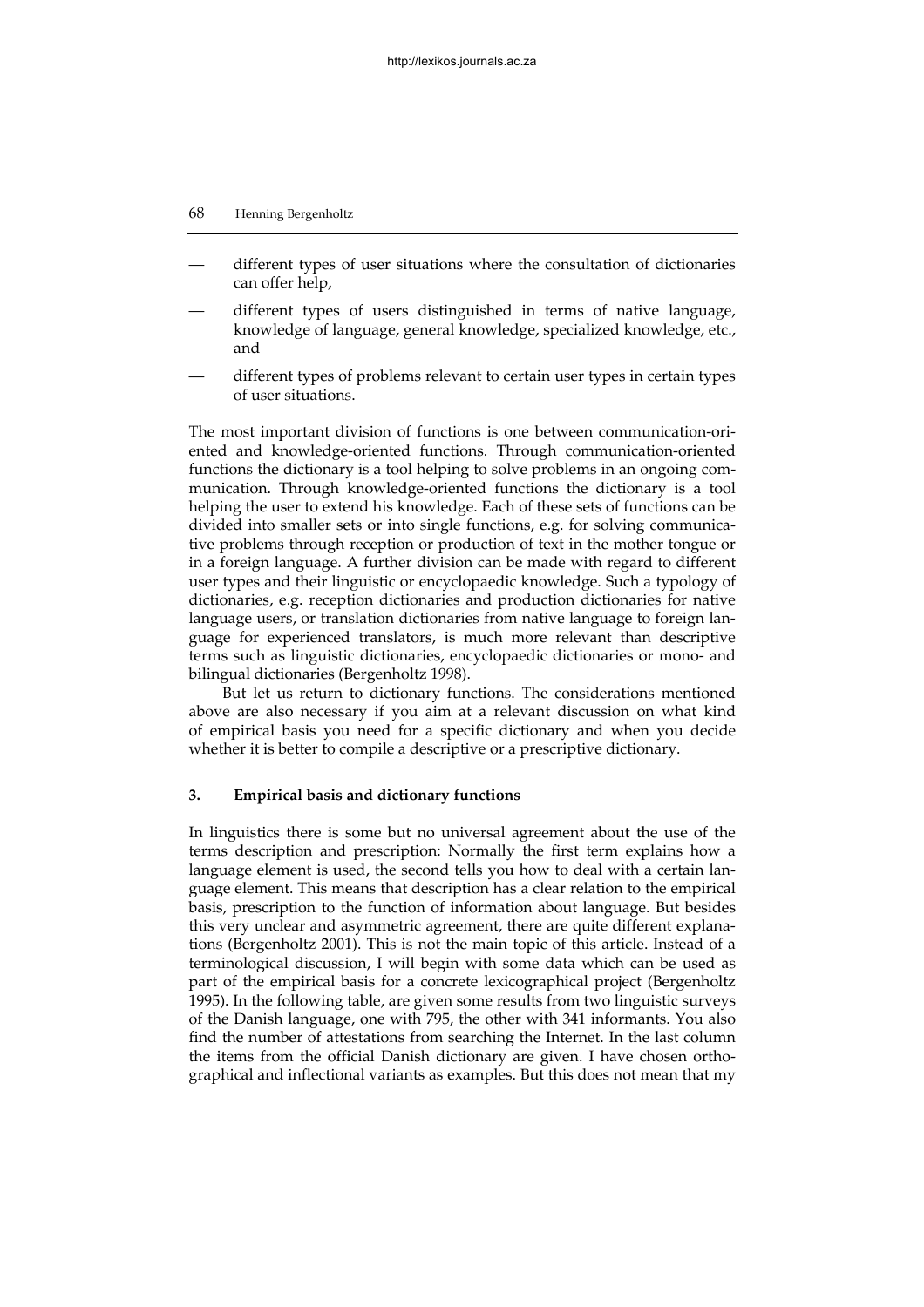- different types of user situations where the consultation of dictionaries can offer help,
- different types of users distinguished in terms of native language, knowledge of language, general knowledge, specialized knowledge, etc., and
- different types of problems relevant to certain user types in certain types of user situations.

The most important division of functions is one between communication-oriented and knowledge-oriented functions. Through communication-oriented functions the dictionary is a tool helping to solve problems in an ongoing communication. Through knowledge-oriented functions the dictionary is a tool helping the user to extend his knowledge. Each of these sets of functions can be divided into smaller sets or into single functions, e.g. for solving communicative problems through reception or production of text in the mother tongue or in a foreign language. A further division can be made with regard to different user types and their linguistic or encyclopaedic knowledge. Such a typology of dictionaries, e.g. reception dictionaries and production dictionaries for native language users, or translation dictionaries from native language to foreign language for experienced translators, is much more relevant than descriptive terms such as linguistic dictionaries, encyclopaedic dictionaries or mono- and bilingual dictionaries (Bergenholtz 1998).

But let us return to dictionary functions. The considerations mentioned above are also necessary if you aim at a relevant discussion on what kind of empirical basis you need for a specific dictionary and when you decide whether it is better to compile a descriptive or a prescriptive dictionary.

## 3. Empirical basis and dictionary functions

In linguistics there is some but no universal agreement about the use of the terms description and prescription: Normally the first term explains how a language element is used, the second tells you how to deal with a certain language element. This means that description has a clear relation to the empirical basis, prescription to the function of information about language. But besides this very unclear and asymmetric agreement, there are quite different explanations (Bergenholtz 2001). This is not the main topic of this article. Instead of a terminological discussion, I will begin with some data which can be used as part of the empirical basis for a concrete lexicographical project (Bergenholtz 1995). In the following table, are given some results from two linguistic surveys of the Danish language, one with 795, the other with 341 informants. You also find the number of attestations from searching the Internet. In the last column the items from the official Danish dictionary are given. I have chosen orthographical and inflectional variants as examples. But this does not mean that my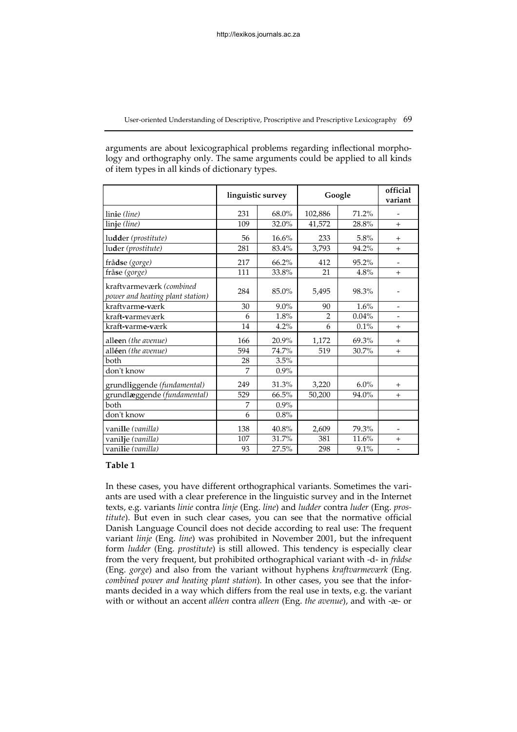arguments are about lexicographical problems regarding inflectional morphology and orthography only. The same arguments could be applied to all kinds of item types in all kinds of dictionary types.

| | linguistic survey | | Google | | official variant |
|---|---|---|---|---|---|
| lin**i**e *(line)* | 231 | 68.0% | 102,886 | 71.2% | - |
| lin**j**e *(line)* | 109 | 32.0% | 41,572 | 28.8% | + |
| lu**dd**er *(prostitute)* | 56 | 16.6% | 233 | 5.8% | + |
| lu**d**er *(prostitute)* | 281 | 83.4% | 3,793 | 94.2% | + |
| frå**ds**e *(gorge)* | 217 | 66.2% | 412 | 95.2% | - |
| frå**s**e *(gorge)* | 111 | 33.8% | 21 | 4.8% | + |
| kraftvarmeværk *(combined power and heating plant station)* | 284 | 85.0% | 5,495 | 98.3% | - |
| kraftvarm**e-v**ærk | 30 | 9.0% | 90 | 1.6% | - |
| kraf**t-v**armeværk | 6 | 1.8% | 2 | 0.04% | - |
| kraf**t-v**arm**e-v**ærk | 14 | 4.2% | 6 | 0.1% | + |
| all**ee**n *(the avenue)* | 166 | 20.9% | 1,172 | 69.3% | + |
| all**ée**n *(the avenue)* | 594 | 74.7% | 519 | 30.7% | + |
| both | 28 | 3.5% | | | |
| don't know | 7 | 0.9% | | | |
| grundl**i**ggende *(fundamental)* | 249 | 31.3% | 3,220 | 6.0% | + |
| grundl**æ**ggende *(fundamental)* | 529 | 66.5% | 50,200 | 94.0% | + |
| both | 7 | 0.9% | | | |
| don't know | 6 | 0.8% | | | |
| vani**ll**e *(vanilla)* | 138 | 40.8% | 2,609 | 79.3% | - |
| vani**lj**e *(vanilla)* | 107 | 31.7% | 381 | 11.6% | + |
| vanil**i**e *(vanilla)* | 93 | 27.5% | 298 | 9.1% | - |

**Table 1**

In these cases, you have different orthographical variants. Sometimes the variants are used with a clear preference in the linguistic survey and in the Internet texts, e.g. variants *linie* contra *linje* (Eng. *line*) and *ludder* contra *luder* (Eng. *prostitute*). But even in such clear cases, you can see that the normative official Danish Language Council does not decide according to real use: The frequent variant *linje* (Eng. *line*) was prohibited in November 2001, but the infrequent form *ludder* (Eng. *prostitute*) is still allowed. This tendency is especially clear from the very frequent, but prohibited orthographical variant with -d- in *frådse* (Eng. *gorge*) and also from the variant without hyphens *kraftvarmeværk* (Eng. *combined power and heating plant station*). In other cases, you see that the informants decided in a way which differs from the real use in texts, e.g. the variant with or without an accent *alléen* contra *alleen* (Eng. *the avenue*), and with -æ- or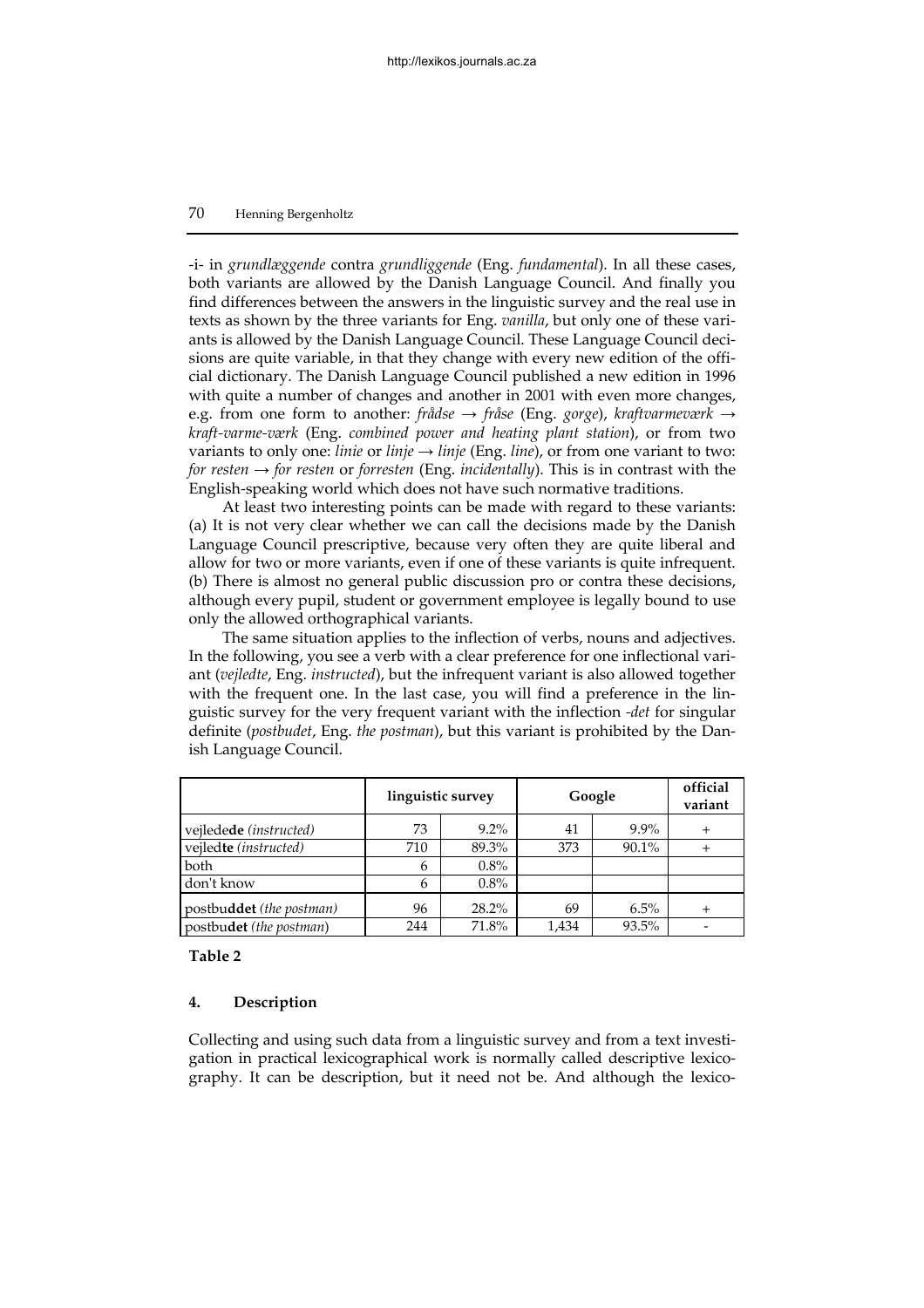-i- in *grundlæggende* contra *grundliggende* (Eng. *fundamental*). In all these cases, both variants are allowed by the Danish Language Council. And finally you find differences between the answers in the linguistic survey and the real use in texts as shown by the three variants for Eng. *vanilla*, but only one of these variants is allowed by the Danish Language Council. These Language Council decisions are quite variable, in that they change with every new edition of the official dictionary. The Danish Language Council published a new edition in 1996 with quite a number of changes and another in 2001 with even more changes, e.g. from one form to another: *frådse* → *fråse* (Eng. *gorge*), *kraftvarmeværk* → *kraft-varme-værk* (Eng. *combined power and heating plant station*), or from two variants to only one: *linie* or *linje* → *linje* (Eng. *line*), or from one variant to two: *for resten* → *for resten* or *forresten* (Eng. *incidentally*). This is in contrast with the English-speaking world which does not have such normative traditions.

At least two interesting points can be made with regard to these variants: (a) It is not very clear whether we can call the decisions made by the Danish Language Council prescriptive, because very often they are quite liberal and allow for two or more variants, even if one of these variants is quite infrequent. (b) There is almost no general public discussion pro or contra these decisions, although every pupil, student or government employee is legally bound to use only the allowed orthographical variants.

The same situation applies to the inflection of verbs, nouns and adjectives. In the following, you see a verb with a clear preference for one inflectional variant (*vejledte*, Eng. *instructed*), but the infrequent variant is also allowed together with the frequent one. In the last case, you will find a preference in the linguistic survey for the very frequent variant with the inflection *-det* for singular definite (*postbudet*, Eng. *the postman*), but this variant is prohibited by the Danish Language Council.

| | linguistic survey | | Google | | official variant |
|---|---|---|---|---|---|
| vejlede**de** *(instructed)* | 73 | 9.2% | 41 | 9.9% | + |
| vejled**te** *(instructed)* | 710 | 89.3% | 373 | 90.1% | + |
| both | 6 | 0.8% | | | |
| don't know | 6 | 0.8% | | | |
| postbu**ddet** *(the postman)* | 96 | 28.2% | 69 | 6.5% | + |
| postbu**det** *(the postman)* | 244 | 71.8% | 1,434 | 93.5% | - |

**Table 2**

## 4. Description

Collecting and using such data from a linguistic survey and from a text investigation in practical lexicographical work is normally called descriptive lexicography. It can be description, but it need not be. And although the lexico-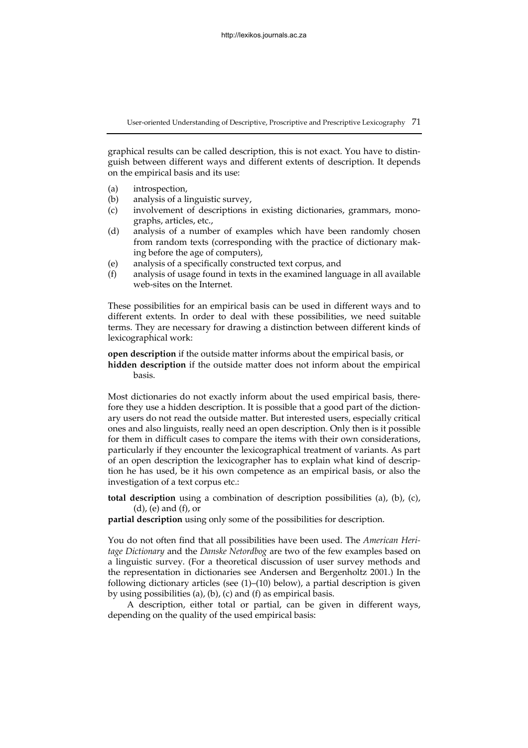graphical results can be called description, this is not exact. You have to distinguish between different ways and different extents of description. It depends on the empirical basis and its use:

(a) introspection,
(b) analysis of a linguistic survey,
(c) involvement of descriptions in existing dictionaries, grammars, monographs, articles, etc.,
(d) analysis of a number of examples which have been randomly chosen from random texts (corresponding with the practice of dictionary making before the age of computers),
(e) analysis of a specifically constructed text corpus, and
(f) analysis of usage found in texts in the examined language in all available web-sites on the Internet.

These possibilities for an empirical basis can be used in different ways and to different extents. In order to deal with these possibilities, we need suitable terms. They are necessary for drawing a distinction between different kinds of lexicographical work:

**open description** if the outside matter informs about the empirical basis, or
**hidden description** if the outside matter does not inform about the empirical basis.

Most dictionaries do not exactly inform about the used empirical basis, therefore they use a hidden description. It is possible that a good part of the dictionary users do not read the outside matter. But interested users, especially critical ones and also linguists, really need an open description. Only then is it possible for them in difficult cases to compare the items with their own considerations, particularly if they encounter the lexicographical treatment of variants. As part of an open description the lexicographer has to explain what kind of description he has used, be it his own competence as an empirical basis, or also the investigation of a text corpus etc.:

**total description** using a combination of description possibilities (a), (b), (c), (d), (e) and (f), or
**partial description** using only some of the possibilities for description.

You do not often find that all possibilities have been used. The *American Heritage Dictionary* and the *Danske Netordbog* are two of the few examples based on a linguistic survey. (For a theoretical discussion of user survey methods and the representation in dictionaries see Andersen and Bergenholtz 2001.) In the following dictionary articles (see (1)–(10) below), a partial description is given by using possibilities (a), (b), (c) and (f) as empirical basis.

A description, either total or partial, can be given in different ways, depending on the quality of the used empirical basis: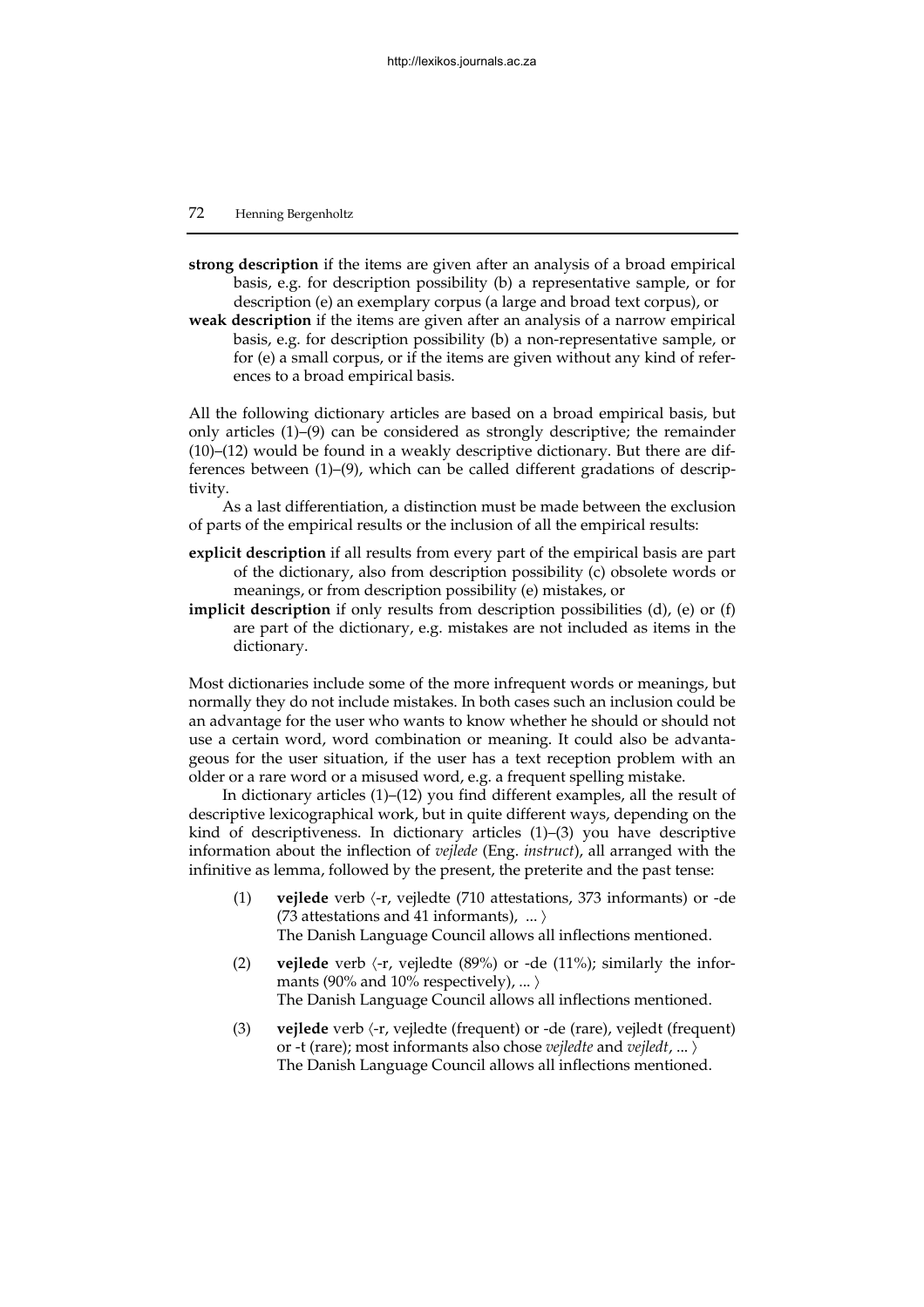**strong description** if the items are given after an analysis of a broad empirical basis, e.g. for description possibility (b) a representative sample, or for description (e) an exemplary corpus (a large and broad text corpus), or

**weak description** if the items are given after an analysis of a narrow empirical basis, e.g. for description possibility (b) a non-representative sample, or for (e) a small corpus, or if the items are given without any kind of references to a broad empirical basis.

All the following dictionary articles are based on a broad empirical basis, but only articles (1)–(9) can be considered as strongly descriptive; the remainder (10)–(12) would be found in a weakly descriptive dictionary. But there are differences between (1)–(9), which can be called different gradations of descriptivity.

As a last differentiation, a distinction must be made between the exclusion of parts of the empirical results or the inclusion of all the empirical results:

**explicit description** if all results from every part of the empirical basis are part of the dictionary, also from description possibility (c) obsolete words or meanings, or from description possibility (e) mistakes, or

**implicit description** if only results from description possibilities (d), (e) or (f) are part of the dictionary, e.g. mistakes are not included as items in the dictionary.

Most dictionaries include some of the more infrequent words or meanings, but normally they do not include mistakes. In both cases such an inclusion could be an advantage for the user who wants to know whether he should or should not use a certain word, word combination or meaning. It could also be advantageous for the user situation, if the user has a text reception problem with an older or a rare word or a misused word, e.g. a frequent spelling mistake.

In dictionary articles (1)–(12) you find different examples, all the result of descriptive lexicographical work, but in quite different ways, depending on the kind of descriptiveness. In dictionary articles (1)–(3) you have descriptive information about the inflection of *vejlede* (Eng. *instruct*), all arranged with the infinitive as lemma, followed by the present, the preterite and the past tense:

(1) **vejlede** verb ⟨-r, vejledte (710 attestations, 373 informants) or -de (73 attestations and 41 informants), ... ⟩
The Danish Language Council allows all inflections mentioned.

(2) **vejlede** verb ⟨-r, vejledte (89%) or -de (11%); similarly the informants (90% and 10% respectively), ... ⟩
The Danish Language Council allows all inflections mentioned.

(3) **vejlede** verb ⟨-r, vejledte (frequent) or -de (rare), vejledt (frequent) or -t (rare); most informants also chose *vejledte* and *vejledt*, ... ⟩
The Danish Language Council allows all inflections mentioned.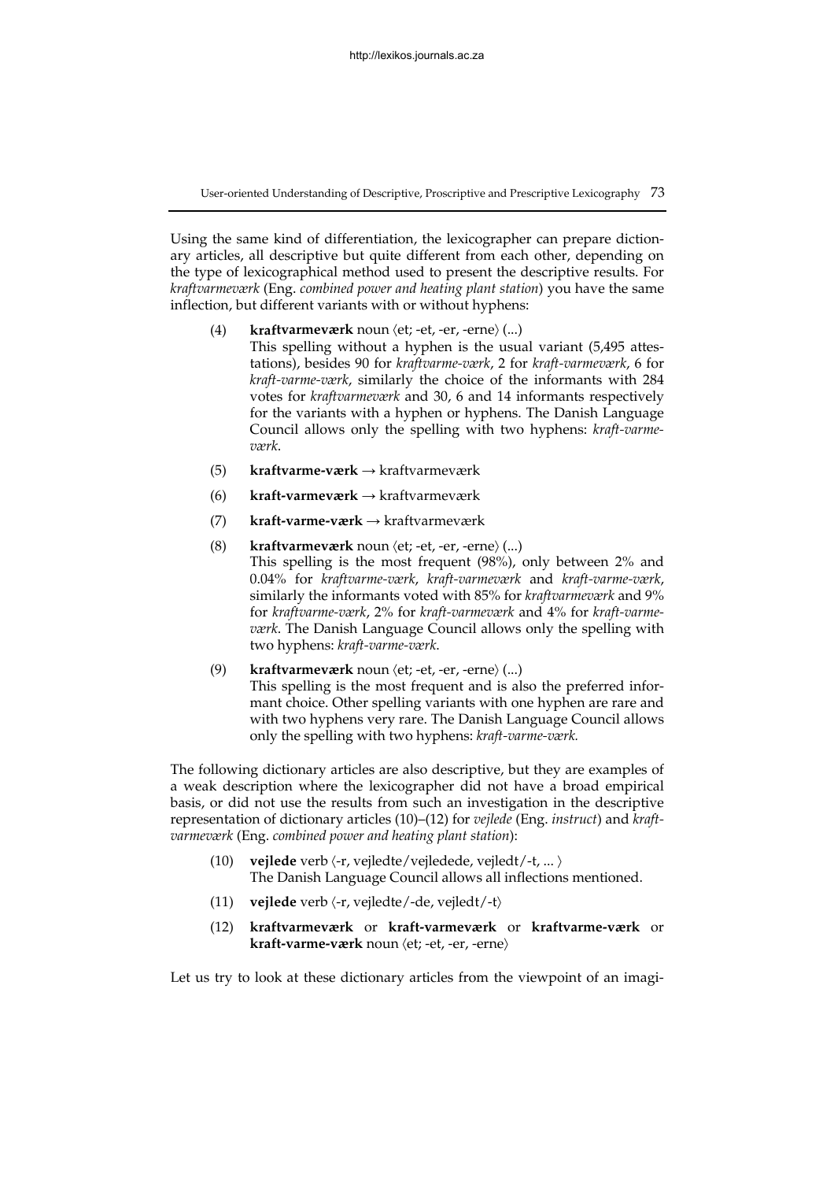Using the same kind of differentiation, the lexicographer can prepare dictionary articles, all descriptive but quite different from each other, depending on the type of lexicographical method used to present the descriptive results. For *kraftvarmeværk* (Eng. *combined power and heating plant station*) you have the same inflection, but different variants with or without hyphens:

(4) **kraftvarmeværk** noun ⟨et; -et, -er, -erne⟩ (...)
This spelling without a hyphen is the usual variant (5,495 attestations), besides 90 for *kraftvarme-værk*, 2 for *kraft-varmeværk*, 6 for *kraft-varme-værk*, similarly the choice of the informants with 284 votes for *kraftvarmeværk* and 30, 6 and 14 informants respectively for the variants with a hyphen or hyphens. The Danish Language Council allows only the spelling with two hyphens: *kraft-varme-værk*.

(5) **kraftvarme-værk** → kraftvarmeværk

(6) **kraft-varmeværk** → kraftvarmeværk

(7) **kraft-varme-værk** → kraftvarmeværk

(8) **kraftvarmeværk** noun ⟨et; -et, -er, -erne⟩ (...)
This spelling is the most frequent (98%), only between 2% and 0.04% for *kraftvarme-værk*, *kraft-varmeværk* and *kraft-varme-værk*, similarly the informants voted with 85% for *kraftvarmeværk* and 9% for *kraftvarme-værk*, 2% for *kraft-varmeværk* and 4% for *kraft-varme-værk*. The Danish Language Council allows only the spelling with two hyphens: *kraft-varme-værk*.

(9) **kraftvarmeværk** noun ⟨et; -et, -er, -erne⟩ (...)
This spelling is the most frequent and is also the preferred informant choice. Other spelling variants with one hyphen are rare and with two hyphens very rare. The Danish Language Council allows only the spelling with two hyphens: *kraft-varme-værk.*

The following dictionary articles are also descriptive, but they are examples of a weak description where the lexicographer did not have a broad empirical basis, or did not use the results from such an investigation in the descriptive representation of dictionary articles (10)–(12) for *vejlede* (Eng. *instruct*) and *kraftvarmeværk* (Eng. *combined power and heating plant station*):

(10) **vejlede** verb ⟨-r, vejledte/vejledede, vejledt/-t, ... ⟩
The Danish Language Council allows all inflections mentioned.

(11) **vejlede** verb ⟨-r, vejledte/-de, vejledt/-t⟩

(12) **kraftvarmeværk** or **kraft-varmeværk** or **kraftvarme-værk** or **kraft-varme-værk** noun ⟨et; -et, -er, -erne⟩

Let us try to look at these dictionary articles from the viewpoint of an imagi-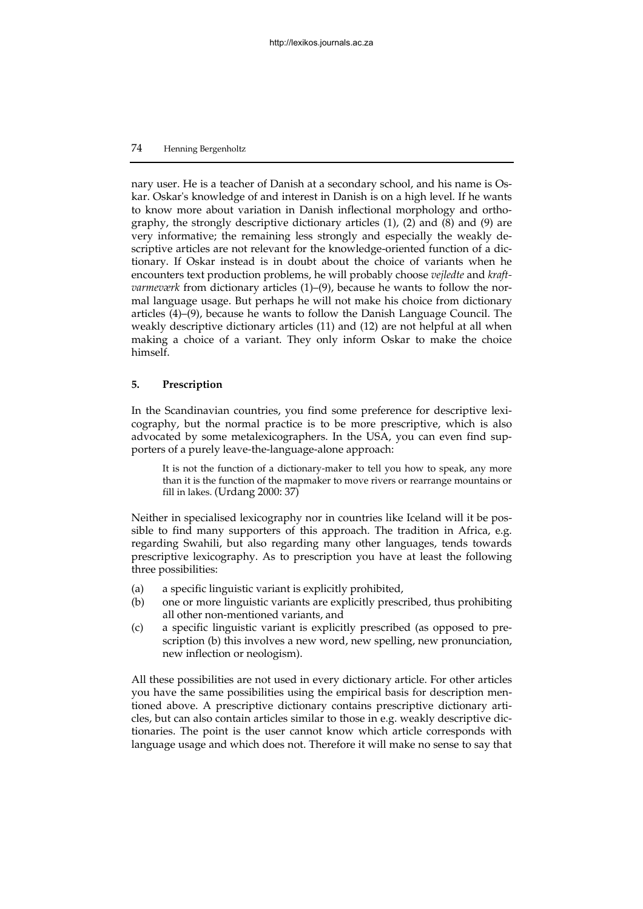nary user. He is a teacher of Danish at a secondary school, and his name is Oskar. Oskar's knowledge of and interest in Danish is on a high level. If he wants to know more about variation in Danish inflectional morphology and orthography, the strongly descriptive dictionary articles (1), (2) and (8) and (9) are very informative; the remaining less strongly and especially the weakly descriptive articles are not relevant for the knowledge-oriented function of a dictionary. If Oskar instead is in doubt about the choice of variants when he encounters text production problems, he will probably choose *vejledte* and *kraftvarmeværk* from dictionary articles (1)–(9), because he wants to follow the normal language usage. But perhaps he will not make his choice from dictionary articles (4)–(9), because he wants to follow the Danish Language Council. The weakly descriptive dictionary articles (11) and (12) are not helpful at all when making a choice of a variant. They only inform Oskar to make the choice himself.

## 5. Prescription

In the Scandinavian countries, you find some preference for descriptive lexicography, but the normal practice is to be more prescriptive, which is also advocated by some metalexicographers. In the USA, you can even find supporters of a purely leave-the-language-alone approach:

> It is not the function of a dictionary-maker to tell you how to speak, any more than it is the function of the mapmaker to move rivers or rearrange mountains or fill in lakes. (Urdang 2000: 37)

Neither in specialised lexicography nor in countries like Iceland will it be possible to find many supporters of this approach. The tradition in Africa, e.g. regarding Swahili, but also regarding many other languages, tends towards prescriptive lexicography. As to prescription you have at least the following three possibilities:

(a) a specific linguistic variant is explicitly prohibited,
(b) one or more linguistic variants are explicitly prescribed, thus prohibiting all other non-mentioned variants, and
(c) a specific linguistic variant is explicitly prescribed (as opposed to prescription (b) this involves a new word, new spelling, new pronunciation, new inflection or neologism).

All these possibilities are not used in every dictionary article. For other articles you have the same possibilities using the empirical basis for description mentioned above. A prescriptive dictionary contains prescriptive dictionary articles, but can also contain articles similar to those in e.g. weakly descriptive dictionaries. The point is the user cannot know which article corresponds with language usage and which does not. Therefore it will make no sense to say that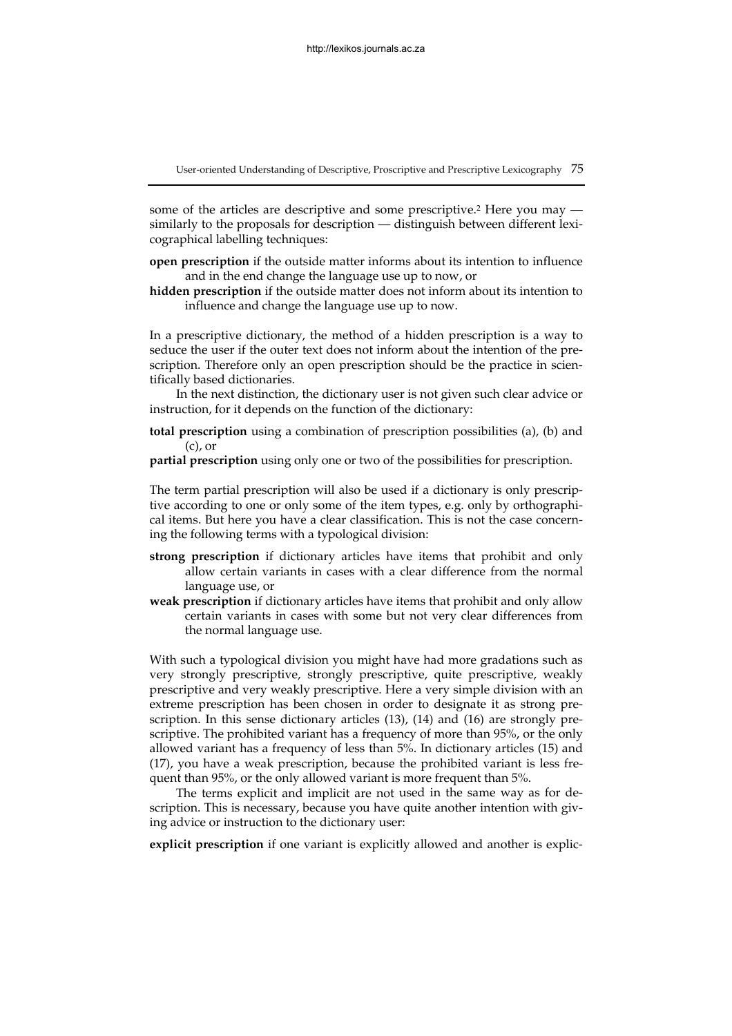some of the articles are descriptive and some prescriptive.[2] Here you may — similarly to the proposals for description — distinguish between different lexicographical labelling techniques:

**open prescription** if the outside matter informs about its intention to influence and in the end change the language use up to now, or

**hidden prescription** if the outside matter does not inform about its intention to influence and change the language use up to now.

In a prescriptive dictionary, the method of a hidden prescription is a way to seduce the user if the outer text does not inform about the intention of the prescription. Therefore only an open prescription should be the practice in scientifically based dictionaries.

In the next distinction, the dictionary user is not given such clear advice or instruction, for it depends on the function of the dictionary:

**total prescription** using a combination of prescription possibilities (a), (b) and (c), or

**partial prescription** using only one or two of the possibilities for prescription.

The term partial prescription will also be used if a dictionary is only prescriptive according to one or only some of the item types, e.g. only by orthographical items. But here you have a clear classification. This is not the case concerning the following terms with a typological division:

**strong prescription** if dictionary articles have items that prohibit and only allow certain variants in cases with a clear difference from the normal language use, or

**weak prescription** if dictionary articles have items that prohibit and only allow certain variants in cases with some but not very clear differences from the normal language use.

With such a typological division you might have had more gradations such as very strongly prescriptive, strongly prescriptive, quite prescriptive, weakly prescriptive and very weakly prescriptive. Here a very simple division with an extreme prescription has been chosen in order to designate it as strong prescription. In this sense dictionary articles (13), (14) and (16) are strongly prescriptive. The prohibited variant has a frequency of more than 95%, or the only allowed variant has a frequency of less than 5%. In dictionary articles (15) and (17), you have a weak prescription, because the prohibited variant is less frequent than 95%, or the only allowed variant is more frequent than 5%.

The terms explicit and implicit are not used in the same way as for description. This is necessary, because you have quite another intention with giving advice or instruction to the dictionary user:

**explicit prescription** if one variant is explicitly allowed and another is explic-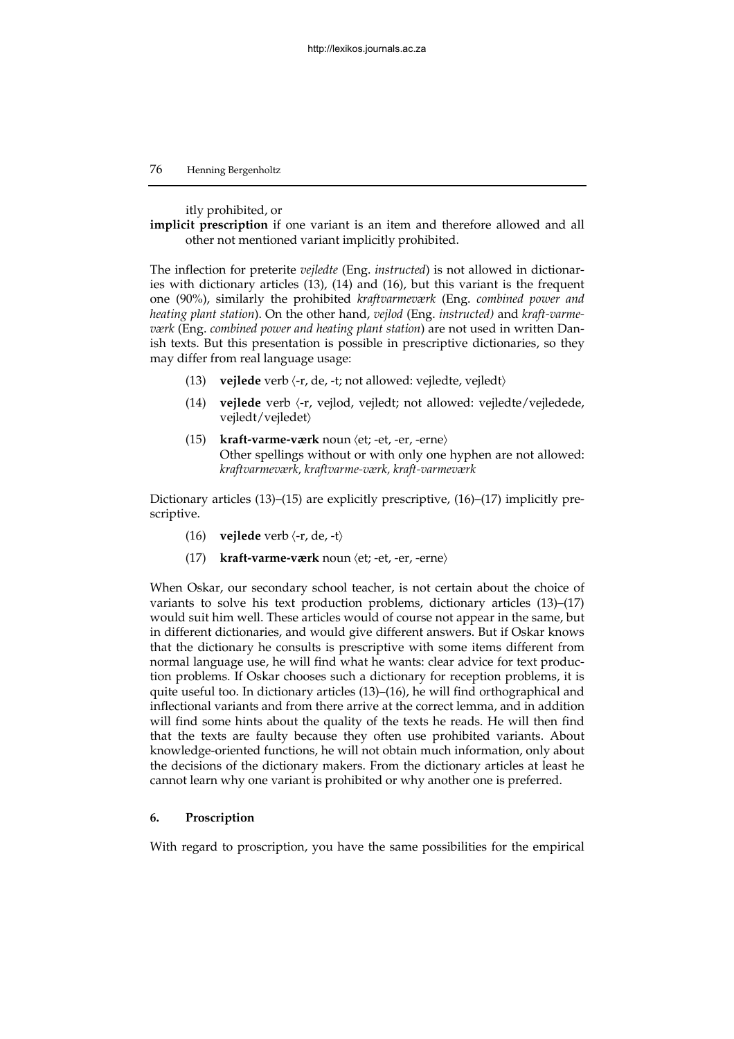itly prohibited, or

**implicit prescription** if one variant is an item and therefore allowed and all other not mentioned variant implicitly prohibited.

The inflection for preterite *vejledte* (Eng. *instructed*) is not allowed in dictionaries with dictionary articles (13), (14) and (16), but this variant is the frequent one (90%), similarly the prohibited *kraftvarmeværk* (Eng. *combined power and heating plant station*). On the other hand, *vejlod* (Eng. *instructed)* and *kraft-varme-værk* (Eng. *combined power and heating plant station*) are not used in written Danish texts. But this presentation is possible in prescriptive dictionaries, so they may differ from real language usage:

(13) **vejlede** verb ⟨-r, de, -t; not allowed: vejledte, vejledt⟩

(14) **vejlede** verb ⟨-r, vejlod, vejledt; not allowed: vejledte/vejledede, vejledt/vejledet⟩

(15) **kraft-varme-værk** noun ⟨et; -et, -er, -erne⟩
Other spellings without or with only one hyphen are not allowed: *kraftvarmeværk, kraftvarme-værk, kraft-varmeværk*

Dictionary articles (13)–(15) are explicitly prescriptive, (16)–(17) implicitly prescriptive.

(16) **vejlede** verb ⟨-r, de, -t⟩

(17) **kraft-varme-værk** noun ⟨et; -et, -er, -erne⟩

When Oskar, our secondary school teacher, is not certain about the choice of variants to solve his text production problems, dictionary articles (13)–(17) would suit him well. These articles would of course not appear in the same, but in different dictionaries, and would give different answers. But if Oskar knows that the dictionary he consults is prescriptive with some items different from normal language use, he will find what he wants: clear advice for text production problems. If Oskar chooses such a dictionary for reception problems, it is quite useful too. In dictionary articles (13)–(16), he will find orthographical and inflectional variants and from there arrive at the correct lemma, and in addition will find some hints about the quality of the texts he reads. He will then find that the texts are faulty because they often use prohibited variants. About knowledge-oriented functions, he will not obtain much information, only about the decisions of the dictionary makers. From the dictionary articles at least he cannot learn why one variant is prohibited or why another one is preferred.

## 6. Proscription

With regard to proscription, you have the same possibilities for the empirical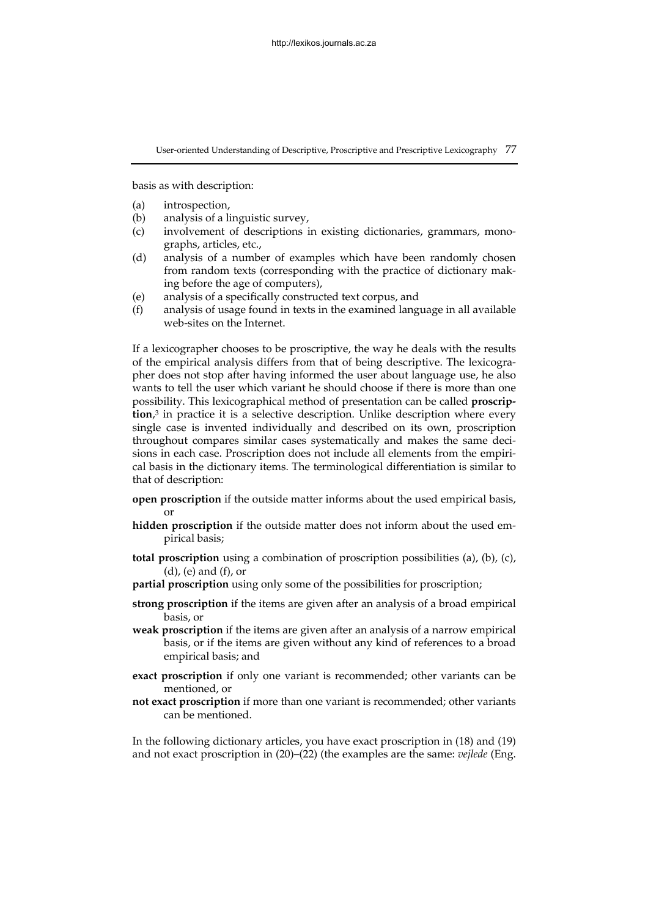basis as with description:

(a) introspection,
(b) analysis of a linguistic survey,
(c) involvement of descriptions in existing dictionaries, grammars, monographs, articles, etc.,
(d) analysis of a number of examples which have been randomly chosen from random texts (corresponding with the practice of dictionary making before the age of computers),
(e) analysis of a specifically constructed text corpus, and
(f) analysis of usage found in texts in the examined language in all available web-sites on the Internet.

If a lexicographer chooses to be proscriptive, the way he deals with the results of the empirical analysis differs from that of being descriptive. The lexicographer does not stop after having informed the user about language use, he also wants to tell the user which variant he should choose if there is more than one possibility. This lexicographical method of presentation can be called **proscription**,[3] in practice it is a selective description. Unlike description where every single case is invented individually and described on its own, proscription throughout compares similar cases systematically and makes the same decisions in each case. Proscription does not include all elements from the empirical basis in the dictionary items. The terminological differentiation is similar to that of description:

**open proscription** if the outside matter informs about the used empirical basis, or

**hidden proscription** if the outside matter does not inform about the used empirical basis;

**total proscription** using a combination of proscription possibilities (a), (b), (c), (d), (e) and (f), or

**partial proscription** using only some of the possibilities for proscription;

**strong proscription** if the items are given after an analysis of a broad empirical basis, or

**weak proscription** if the items are given after an analysis of a narrow empirical basis, or if the items are given without any kind of references to a broad empirical basis; and

**exact proscription** if only one variant is recommended; other variants can be mentioned, or

**not exact proscription** if more than one variant is recommended; other variants can be mentioned.

In the following dictionary articles, you have exact proscription in (18) and (19) and not exact proscription in (20)–(22) (the examples are the same: *vejlede* (Eng.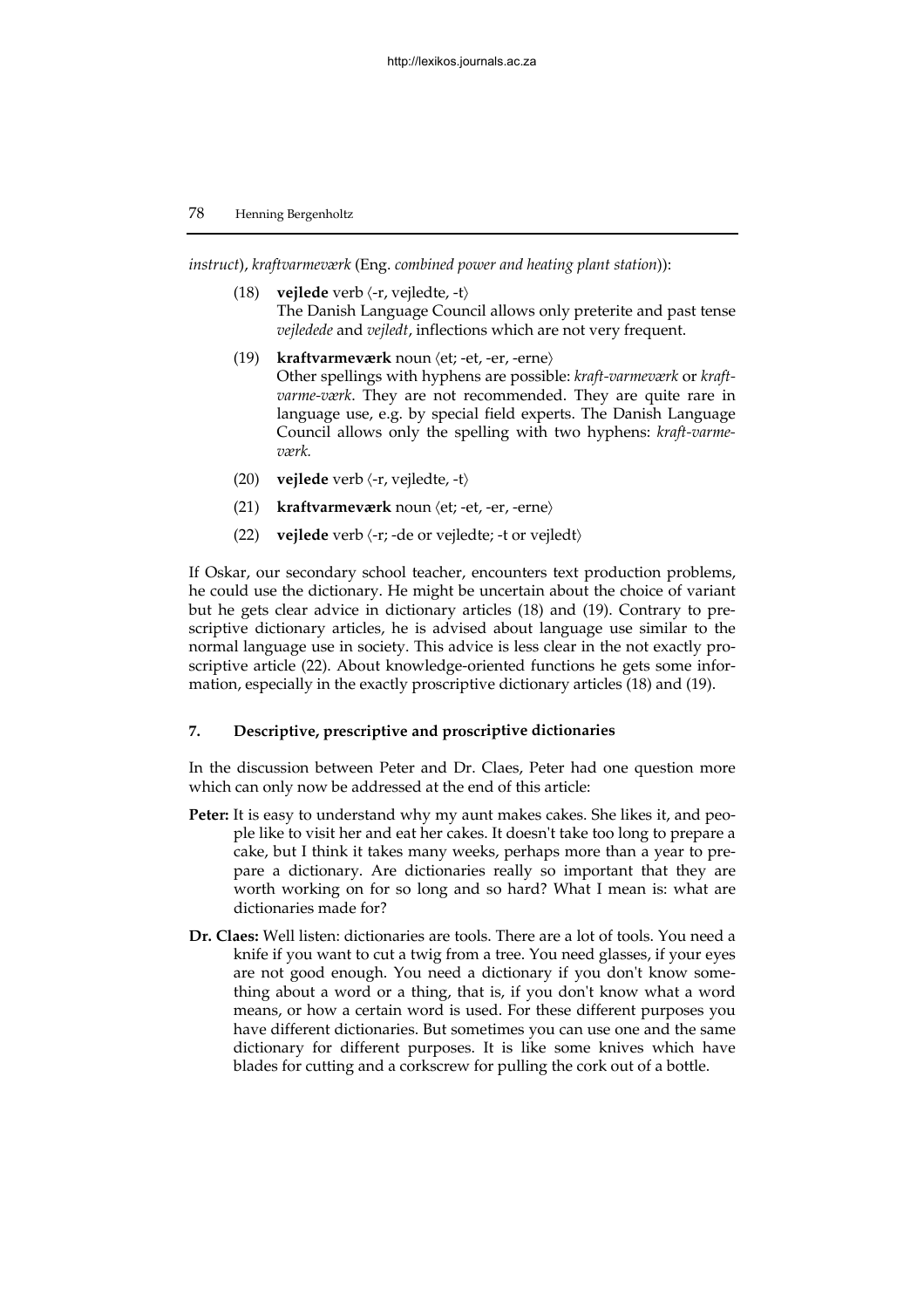*instruct*), *kraftvarmeværk* (Eng. *combined power and heating plant station*)):

(18) **vejlede** verb ⟨-r, vejledte, -t⟩
The Danish Language Council allows only preterite and past tense *vejledede* and *vejledt*, inflections which are not very frequent.

(19) **kraftvarmeværk** noun ⟨et; -et, -er, -erne⟩
Other spellings with hyphens are possible: *kraft-varmeværk* or *kraftvarme-værk*. They are not recommended. They are quite rare in language use, e.g. by special field experts. The Danish Language Council allows only the spelling with two hyphens: *kraft-varme-værk.*

(20) **vejlede** verb ⟨-r, vejledte, -t⟩

(21) **kraftvarmeværk** noun ⟨et; -et, -er, -erne⟩

(22) **vejlede** verb ⟨-r; -de or vejledte; -t or vejledt⟩

If Oskar, our secondary school teacher, encounters text production problems, he could use the dictionary. He might be uncertain about the choice of variant but he gets clear advice in dictionary articles (18) and (19). Contrary to prescriptive dictionary articles, he is advised about language use similar to the normal language use in society. This advice is less clear in the not exactly proscriptive article (22). About knowledge-oriented functions he gets some information, especially in the exactly proscriptive dictionary articles (18) and (19).

## 7. Descriptive, prescriptive and proscriptive dictionaries

In the discussion between Peter and Dr. Claes, Peter had one question more which can only now be addressed at the end of this article:

**Peter:** It is easy to understand why my aunt makes cakes. She likes it, and people like to visit her and eat her cakes. It doesn't take too long to prepare a cake, but I think it takes many weeks, perhaps more than a year to prepare a dictionary. Are dictionaries really so important that they are worth working on for so long and so hard? What I mean is: what are dictionaries made for?

**Dr. Claes:** Well listen: dictionaries are tools. There are a lot of tools. You need a knife if you want to cut a twig from a tree. You need glasses, if your eyes are not good enough. You need a dictionary if you don't know something about a word or a thing, that is, if you don't know what a word means, or how a certain word is used. For these different purposes you have different dictionaries. But sometimes you can use one and the same dictionary for different purposes. It is like some knives which have blades for cutting and a corkscrew for pulling the cork out of a bottle.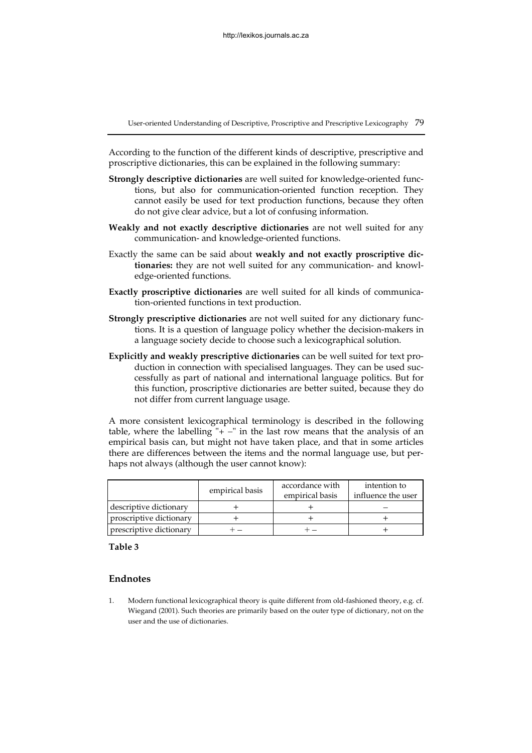According to the function of the different kinds of descriptive, prescriptive and proscriptive dictionaries, this can be explained in the following summary:

**Strongly descriptive dictionaries** are well suited for knowledge-oriented functions, but also for communication-oriented function reception. They cannot easily be used for text production functions, because they often do not give clear advice, but a lot of confusing information.

**Weakly and not exactly descriptive dictionaries** are not well suited for any communication- and knowledge-oriented functions.

Exactly the same can be said about **weakly and not exactly proscriptive dictionaries:** they are not well suited for any communication- and knowledge-oriented functions.

**Exactly proscriptive dictionaries** are well suited for all kinds of communication-oriented functions in text production.

**Strongly prescriptive dictionaries** are not well suited for any dictionary functions. It is a question of language policy whether the decision-makers in a language society decide to choose such a lexicographical solution.

**Explicitly and weakly prescriptive dictionaries** can be well suited for text production in connection with specialised languages. They can be used successfully as part of national and international language politics. But for this function, proscriptive dictionaries are better suited, because they do not differ from current language usage.

A more consistent lexicographical terminology is described in the following table, where the labelling "+ –" in the last row means that the analysis of an empirical basis can, but might not have taken place, and that in some articles there are differences between the items and the normal language use, but perhaps not always (although the user cannot know):

| | empirical basis | accordance with empirical basis | intention to influence the user |
|---|---|---|---|
| descriptive dictionary | + | + | – |
| proscriptive dictionary | + | + | + |
| prescriptive dictionary | + – | + – | + |

**Table 3**

## Endnotes

1. Modern functional lexicographical theory is quite different from old-fashioned theory, e.g. cf. Wiegand (2001). Such theories are primarily based on the outer type of dictionary, not on the user and the use of dictionaries.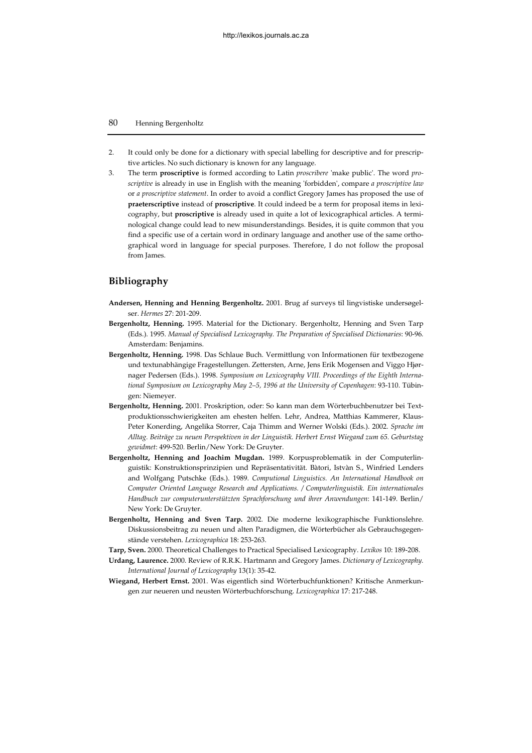2. It could only be done for a dictionary with special labelling for descriptive and for prescriptive articles. No such dictionary is known for any language.
3. The term **proscriptive** is formed according to Latin *proscribere* 'make public'. The word *proscriptive* is already in use in English with the meaning 'forbidden', compare *a proscriptive law* or *a proscriptive statement*. In order to avoid a conflict Gregory James has proposed the use of **praeterscriptive** instead of **proscriptive**. It could indeed be a term for proposal items in lexicography, but **proscriptive** is already used in quite a lot of lexicographical articles. A terminological change could lead to new misunderstandings. Besides, it is quite common that you find a specific use of a certain word in ordinary language and another use of the same orthographical word in language for special purposes. Therefore, I do not follow the proposal from James.

## Bibliography

**Andersen, Henning and Henning Bergenholtz.** 2001. Brug af surveys til lingvistiske undersøgelser. *Hermes* 27: 201-209.

**Bergenholtz, Henning.** 1995. Material for the Dictionary. Bergenholtz, Henning and Sven Tarp (Eds.). 1995. *Manual of Specialised Lexicography. The Preparation of Specialised Dictionaries*: 90-96. Amsterdam: Benjamins.

**Bergenholtz, Henning.** 1998. Das Schlaue Buch. Vermittlung von Informationen für textbezogene und textunabhängige Fragestellungen. Zettersten, Arne, Jens Erik Mogensen and Viggo Hjørnager Pedersen (Eds.). 1998. *Symposium on Lexicography VIII. Proceedings of the Eighth International Symposium on Lexicography May 2–5, 1996 at the University of Copenhagen*: 93-110. Tübingen: Niemeyer.

**Bergenholtz, Henning.** 2001. Proskription, oder: So kann man dem Wörterbuchbenutzer bei Textproduktionsschwierigkeiten am ehesten helfen. Lehr, Andrea, Matthias Kammerer, Klaus-Peter Konerding, Angelika Storrer, Caja Thimm and Werner Wolski (Eds.). 2002. *Sprache im Alltag. Beiträge zu neuen Perspektiven in der Linguistik. Herbert Ernst Wiegand zum 65. Geburtstag gewidmet*: 499-520. Berlin/New York: De Gruyter.

**Bergenholtz, Henning and Joachim Mugdan.** 1989. Korpusproblematik in der Computerlinguistik: Konstruktionsprinzipien und Repräsentativität. Bàtori, Istvàn S., Winfried Lenders and Wolfgang Putschke (Eds.). 1989. *Computional Linguistics. An International Handbook on Computer Oriented Language Research and Applications. / Computerlinguistik. Ein internationales Handbuch zur computerunterstützten Sprachforschung und ihrer Anwendungen*: 141-149. Berlin/New York: De Gruyter.

**Bergenholtz, Henning and Sven Tarp.** 2002. Die moderne lexikographische Funktionslehre. Diskussionsbeitrag zu neuen und alten Paradigmen, die Wörterbücher als Gebrauchsgegenstände verstehen. *Lexicographica* 18: 253-263.

**Tarp, Sven.** 2000. Theoretical Challenges to Practical Specialised Lexicography. *Lexikos* 10: 189-208.

**Urdang, Laurence.** 2000. Review of R.R.K. Hartmann and Gregory James. *Dictionary of Lexicography. International Journal of Lexicography* 13(1): 35-42.

**Wiegand, Herbert Ernst.** 2001. Was eigentlich sind Wörterbuchfunktionen? Kritische Anmerkungen zur neueren und neusten Wörterbuchforschung. *Lexicographica* 17: 217-248.